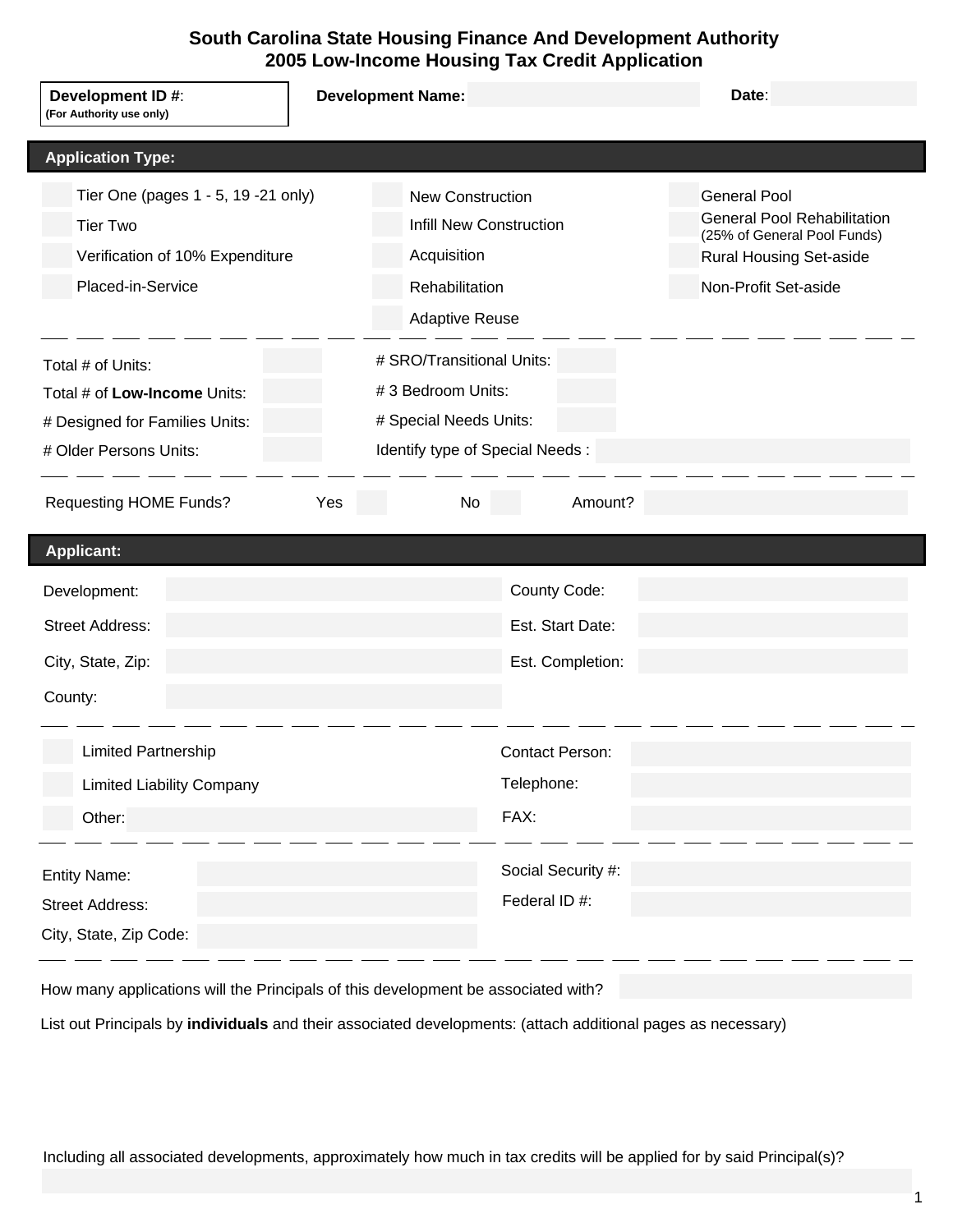# South Carolina State Housing Finance And Development Authority
## 2005 Low-Income Housing Tax Credit Application

**Development ID #**:
**(For Authority use only)**

**Development Name:**

**Date**:

## Application Type:

| | | |
|---|---|---|
| Tier One (pages 1 - 5, 19 -21 only) | New Construction | General Pool |
| Tier Two | Infill New Construction | General Pool Rehabilitation (25% of General Pool Funds) |
| Verification of 10% Expenditure | Acquisition | Rural Housing Set-aside |
| Placed-in-Service | Rehabilitation | Non-Profit Set-aside |
| | Adaptive Reuse | |

Total # of Units:

Total # of **Low-Income** Units:

# Designed for Families Units:

# Older Persons Units:

# SRO/Transitional Units:

# 3 Bedroom Units:

# Special Needs Units:

Identify type of Special Needs :

Requesting HOME Funds? Yes No Amount?

## Applicant:

Development:

Street Address:

City, State, Zip:

County:

County Code:

Est. Start Date:

Est. Completion:

Limited Partnership

Limited Liability Company

Other:

Contact Person:

Telephone:

FAX:

Entity Name:

Street Address:

City, State, Zip Code:

Social Security #:

Federal ID #:

How many applications will the Principals of this development be associated with?

List out Principals by **individuals** and their associated developments: (attach additional pages as necessary)

Including all associated developments, approximately how much in tax credits will be applied for by said Principal(s)?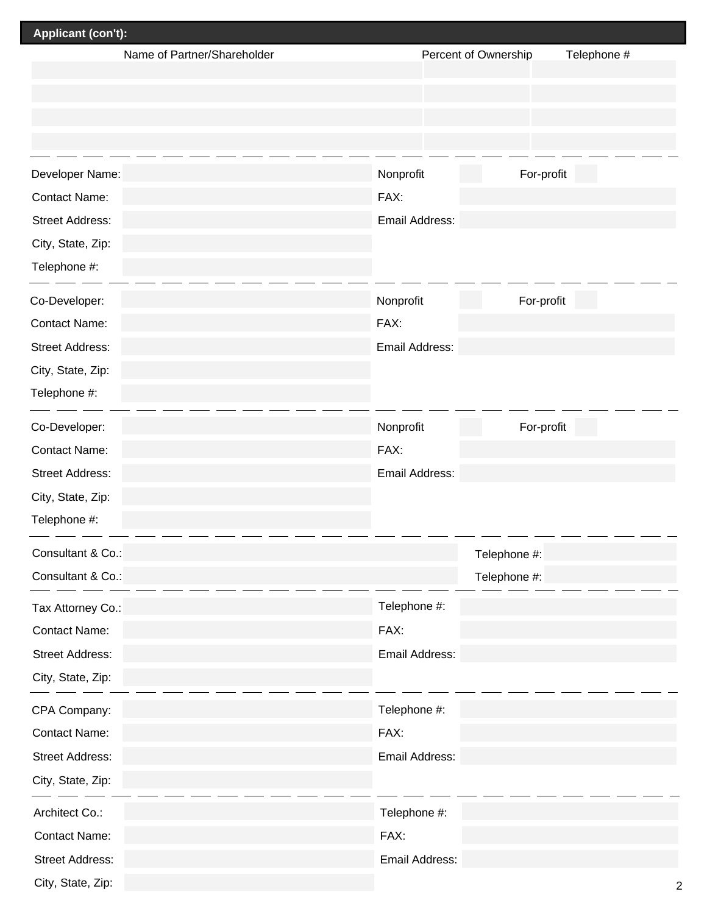## Applicant (con't):

| Name of Partner/Shareholder | Percent of Ownership | Telephone # |
|---|---|---|
| | | |
| | | |
| | | |
| | | |

---

| | | | | | |
|---|---|---|---|---|---|
| Developer Name: | | Nonprofit | | For-profit | |
| Contact Name: | | FAX: | | | |
| Street Address: | | Email Address: | | | |
| City, State, Zip: | | | | | |
| Telephone #: | | | | | |

---

| | | | | | |
|---|---|---|---|---|---|
| Co-Developer: | | Nonprofit | | For-profit | |
| Contact Name: | | FAX: | | | |
| Street Address: | | Email Address: | | | |
| City, State, Zip: | | | | | |
| Telephone #: | | | | | |

---

| | | | | | |
|---|---|---|---|---|---|
| Co-Developer: | | Nonprofit | | For-profit | |
| Contact Name: | | FAX: | | | |
| Street Address: | | Email Address: | | | |
| City, State, Zip: | | | | | |
| Telephone #: | | | | | |

---

| | | | |
|---|---|---|---|
| Consultant & Co.: | | Telephone #: | |
| Consultant & Co.: | | Telephone #: | |

---

| | | | |
|---|---|---|---|
| Tax Attorney Co.: | | Telephone #: | |
| Contact Name: | | FAX: | |
| Street Address: | | Email Address: | |
| City, State, Zip: | | | |

---

| | | | |
|---|---|---|---|
| CPA Company: | | Telephone #: | |
| Contact Name: | | FAX: | |
| Street Address: | | Email Address: | |
| City, State, Zip: | | | |

---

| | | | |
|---|---|---|---|
| Architect Co.: | | Telephone #: | |
| Contact Name: | | FAX: | |
| Street Address: | | Email Address: | |
| City, State, Zip: | | | |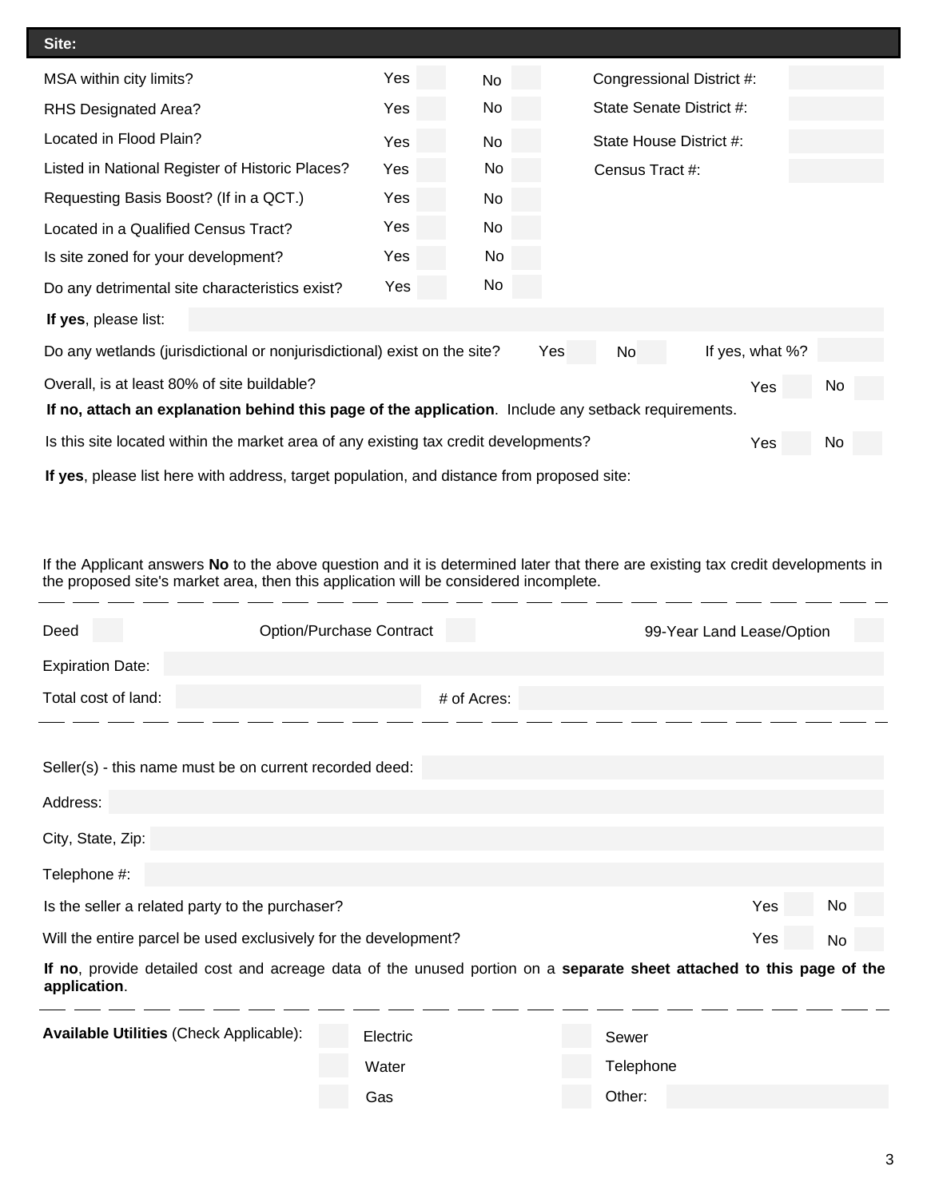## Site:

| | | | | | | |
|---|---|---|---|---|---|---|
| MSA within city limits? | Yes | | No | | Congressional District #: | |
| RHS Designated Area? | Yes | | No | | State Senate District #: | |
| Located in Flood Plain? | Yes | | No | | State House District #: | |
| Listed in National Register of Historic Places? | Yes | | No | | Census Tract #: | |
| Requesting Basis Boost? (If in a QCT.) | Yes | | No | | | |
| Located in a Qualified Census Tract? | Yes | | No | | | |
| Is site zoned for your development? | Yes | | No | | | |
| Do any detrimental site characteristics exist? | Yes | | No | | | |

**If yes**, please list:

Do any wetlands (jurisdictional or nonjurisdictional) exist on the site? Yes ☐ No ☐ If yes, what %?

Overall, is at least 80% of site buildable? Yes ☐ No ☐

**If no, attach an explanation behind this page of the application**. Include any setback requirements.

Is this site located within the market area of any existing tax credit developments? Yes ☐ No ☐

**If yes**, please list here with address, target population, and distance from proposed site:

If the Applicant answers **No** to the above question and it is determined later that there are existing tax credit developments in the proposed site's market area, then this application will be considered incomplete.

---

Deed ☐ Option/Purchase Contract ☐ 99-Year Land Lease/Option ☐

Expiration Date:

Total cost of land: # of Acres:

---

Seller(s) - this name must be on current recorded deed:

Address:

City, State, Zip:

Telephone #:

Is the seller a related party to the purchaser? Yes ☐ No ☐

Will the entire parcel be used exclusively for the development? Yes ☐ No ☐

**If no**, provide detailed cost and acreage data of the unused portion on a **separate sheet attached to this page of the application**.

---

**Available Utilities** (Check Applicable):

- ☐ Electric
- ☐ Water
- ☐ Gas
- ☐ Sewer
- ☐ Telephone
- ☐ Other: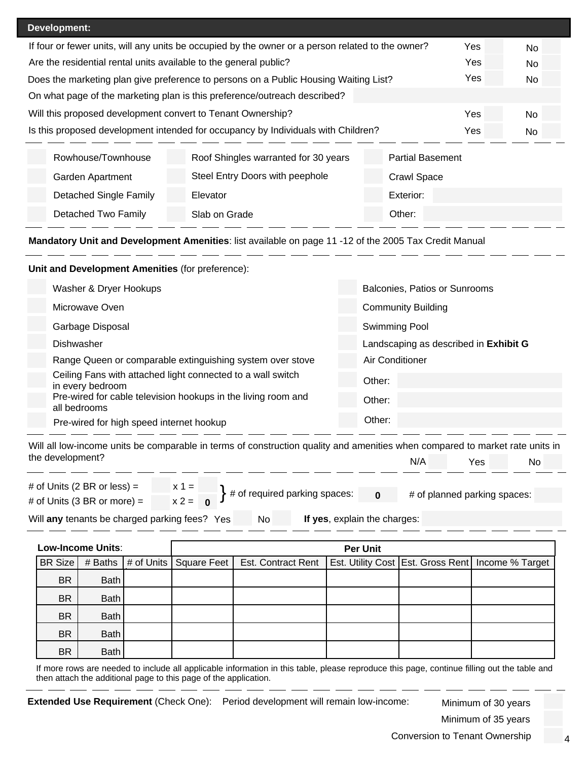## Development:

| Question | Yes | No |
| --- | --- | --- |
| If four or fewer units, will any units be occupied by the owner or a person related to the owner? | Yes | No |
| Are the residential rental units available to the general public? | Yes | No |
| Does the marketing plan give preference to persons on a Public Housing Waiting List? | Yes | No |

On what page of the marketing plan is this preference/outreach described?

| Question | Yes | No |
| --- | --- | --- |
| Will this proposed development convert to Tenant Ownership? | Yes | No |
| Is this proposed development intended for occupancy by Individuals with Children? | Yes | No |

- Rowhouse/Townhouse
- Garden Apartment
- Detached Single Family
- Detached Two Family
- Roof Shingles warranted for 30 years
- Steel Entry Doors with peephole
- Elevator
- Slab on Grade
- Partial Basement
- Crawl Space
- Exterior:
- Other:

**Mandatory Unit and Development Amenities**: list available on page 11 -12 of the 2005 Tax Credit Manual

**Unit and Development Amenities** (for preference):

- Washer & Dryer Hookups
- Microwave Oven
- Garbage Disposal
- Dishwasher
- Range Queen or comparable extinguishing system over stove
- Ceiling Fans with attached light connected to a wall switch in every bedroom
- Pre-wired for cable television hookups in the living room and all bedrooms
- Pre-wired for high speed internet hookup
- Balconies, Patios or Sunrooms
- Community Building
- Swimming Pool
- Landscaping as described in **Exhibit G**
- Air Conditioner
- Other:
- Other:
- Other:

Will all low-income units be comparable in terms of construction quality and amenities when compared to market rate units in the development? N/A Yes No

# of Units (2 BR or less) = x 1 =
# of Units (3 BR or more) = x 2 = 0
} # of required parking spaces: 0 # of planned parking spaces:

Will **any** tenants be charged parking fees? Yes No **If yes**, explain the charges:

| Low-Income Units: | | | Per Unit | | | | |
| --- | --- | --- | --- | --- | --- | --- | --- |
| BR Size | # Baths | # of Units | Square Feet | Est. Contract Rent | Est. Utility Cost | Est. Gross Rent | Income % Target |
| BR | Bath | | | | | | |
| BR | Bath | | | | | | |
| BR | Bath | | | | | | |
| BR | Bath | | | | | | |
| BR | Bath | | | | | | |

If more rows are needed to include all applicable information in this table, please reproduce this page, continue filling out the table and then attach the additional page to this page of the application.

**Extended Use Requirement** (Check One): Period development will remain low-income:

- Minimum of 30 years
- Minimum of 35 years
- Conversion to Tenant Ownership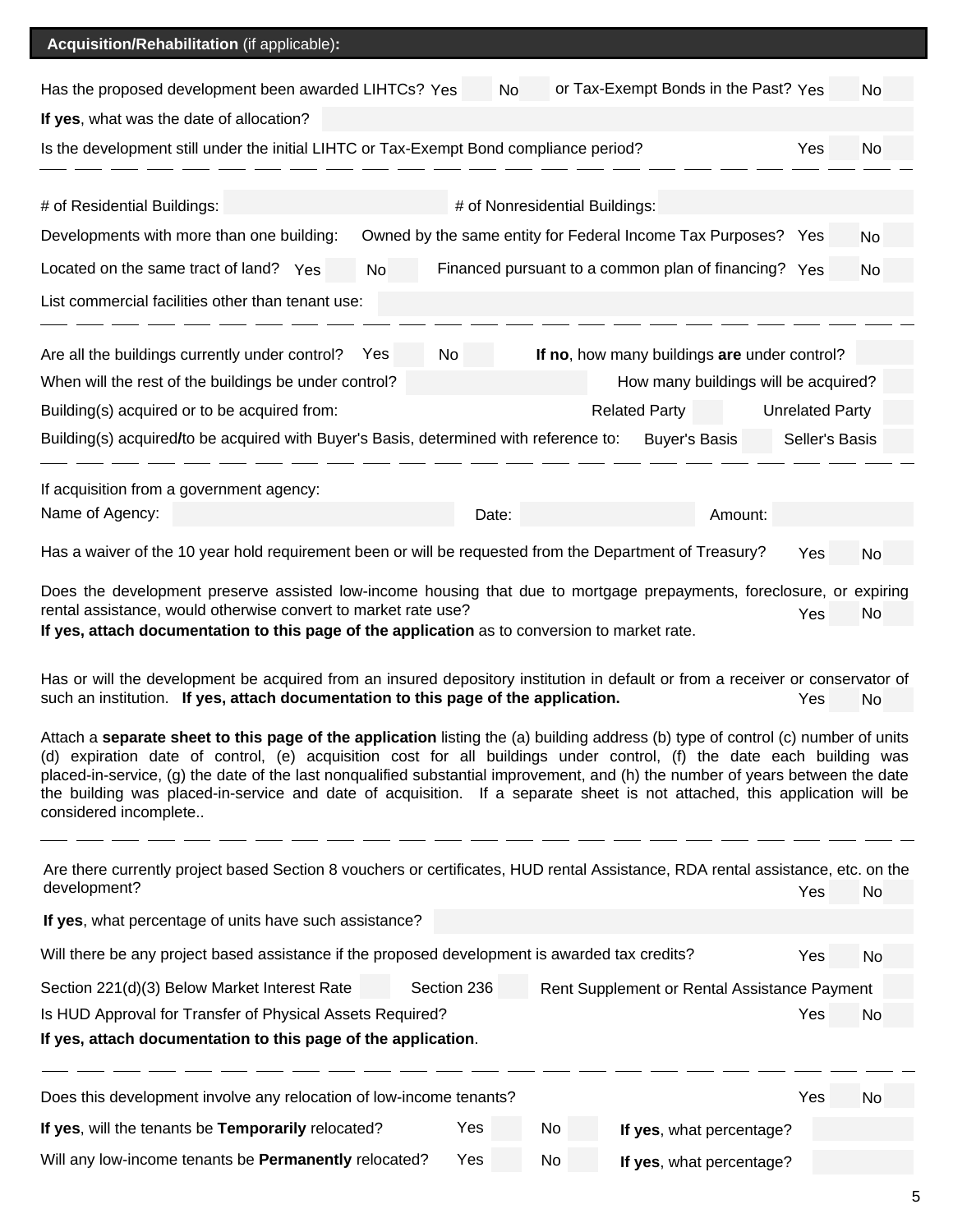## **Acquisition/Rehabilitation** (if applicable)**:**

Has the proposed development been awarded LIHTCs? Yes  No  or Tax-Exempt Bonds in the Past? Yes  No

**If yes**, what was the date of allocation?

Is the development still under the initial LIHTC or Tax-Exempt Bond compliance period? Yes  No

---

# of Residential Buildings:  # of Nonresidential Buildings:

Developments with more than one building: Owned by the same entity for Federal Income Tax Purposes? Yes  No

Located on the same tract of land? Yes  No  Financed pursuant to a common plan of financing? Yes  No

List commercial facilities other than tenant use:

---

Are all the buildings currently under control? Yes  No  **If no**, how many buildings **are** under control?

When will the rest of the buildings be under control?  How many buildings will be acquired?

Building(s) acquired or to be acquired from: Related Party  Unrelated Party

Building(s) acquired**/**to be acquired with Buyer's Basis, determined with reference to: Buyer's Basis  Seller's Basis

---

If acquisition from a government agency:

Name of Agency:  Date:  Amount:

Has a waiver of the 10 year hold requirement been or will be requested from the Department of Treasury? Yes  No

Does the development preserve assisted low-income housing that due to mortgage prepayments, foreclosure, or expiring rental assistance, would otherwise convert to market rate use? Yes  No
**If yes, attach documentation to this page of the application** as to conversion to market rate.

Has or will the development be acquired from an insured depository institution in default or from a receiver or conservator of such an institution. **If yes, attach documentation to this page of the application.** Yes  No

Attach a **separate sheet to this page of the application** listing the (a) building address (b) type of control (c) number of units (d) expiration date of control, (e) acquisition cost for all buildings under control, (f) the date each building was placed-in-service, (g) the date of the last nonqualified substantial improvement, and (h) the number of years between the date the building was placed-in-service and date of acquisition. If a separate sheet is not attached, this application will be considered incomplete..

---

Are there currently project based Section 8 vouchers or certificates, HUD rental Assistance, RDA rental assistance, etc. on the development? Yes  No

**If yes**, what percentage of units have such assistance?

Will there be any project based assistance if the proposed development is awarded tax credits? Yes  No

Section 221(d)(3) Below Market Interest Rate  Section 236  Rent Supplement or Rental Assistance Payment

Is HUD Approval for Transfer of Physical Assets Required? Yes  No

**If yes, attach documentation to this page of the application**.

---

Does this development involve any relocation of low-income tenants? Yes  No

**If yes**, will the tenants be **Temporarily** relocated? Yes  No  **If yes**, what percentage?

Will any low-income tenants be **Permanently** relocated? Yes  No  **If yes**, what percentage?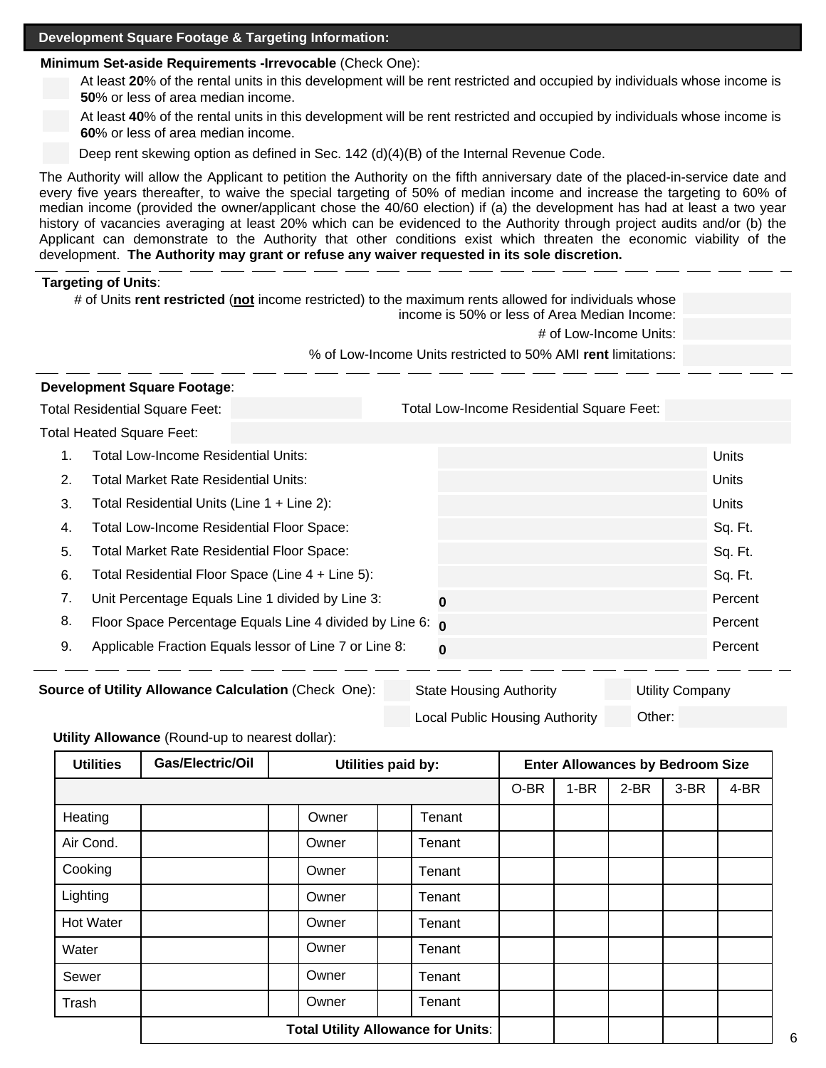## Development Square Footage & Targeting Information:

**Minimum Set-aside Requirements -Irrevocable** (Check One):

- At least **20**% of the rental units in this development will be rent restricted and occupied by individuals whose income is **50**% or less of area median income.
- At least **40**% of the rental units in this development will be rent restricted and occupied by individuals whose income is **60**% or less of area median income.
- Deep rent skewing option as defined in Sec. 142 (d)(4)(B) of the Internal Revenue Code.

The Authority will allow the Applicant to petition the Authority on the fifth anniversary date of the placed-in-service date and every five years thereafter, to waive the special targeting of 50% of median income and increase the targeting to 60% of median income (provided the owner/applicant chose the 40/60 election) if (a) the development has had at least a two year history of vacancies averaging at least 20% which can be evidenced to the Authority through project audits and/or (b) the Applicant can demonstrate to the Authority that other conditions exist which threaten the economic viability of the development. **The Authority may grant or refuse any waiver requested in its sole discretion.**

**Targeting of Units**:

# of Units **rent restricted** (**not** income restricted) to the maximum rents allowed for individuals whose income is 50% or less of Area Median Income:

# of Low-Income Units:

% of Low-Income Units restricted to 50% AMI **rent** limitations:

**Development Square Footage**:

Total Residential Square Feet: Total Low-Income Residential Square Feet:

Total Heated Square Feet:

| | | | |
|---|---|---|---|
| 1. | Total Low-Income Residential Units: | | Units |
| 2. | Total Market Rate Residential Units: | | Units |
| 3. | Total Residential Units (Line 1 + Line 2): | | Units |
| 4. | Total Low-Income Residential Floor Space: | | Sq. Ft. |
| 5. | Total Market Rate Residential Floor Space: | | Sq. Ft. |
| 6. | Total Residential Floor Space (Line 4 + Line 5): | | Sq. Ft. |
| 7. | Unit Percentage Equals Line 1 divided by Line 3: | 0 | Percent |
| 8. | Floor Space Percentage Equals Line 4 divided by Line 6: | 0 | Percent |
| 9. | Applicable Fraction Equals lessor of Line 7 or Line 8: | 0 | Percent |

**Source of Utility Allowance Calculation** (Check One): State Housing Authority / Utility Company / Local Public Housing Authority / Other:

**Utility Allowance** (Round-up to nearest dollar):

| Utilities | Gas/Electric/Oil | Utilities paid by: | | | | Enter Allowances by Bedroom Size | | | | |
|---|---|---|---|---|---|---|---|---|---|---|
| | | | | | | O-BR | 1-BR | 2-BR | 3-BR | 4-BR |
| Heating | | | Owner | | Tenant | | | | | |
| Air Cond. | | | Owner | | Tenant | | | | | |
| Cooking | | | Owner | | Tenant | | | | | |
| Lighting | | | Owner | | Tenant | | | | | |
| Hot Water | | | Owner | | Tenant | | | | | |
| Water | | | Owner | | Tenant | | | | | |
| Sewer | | | Owner | | Tenant | | | | | |
| Trash | | | Owner | | Tenant | | | | | |
| | **Total Utility Allowance for Units**: | | | | | | | | | |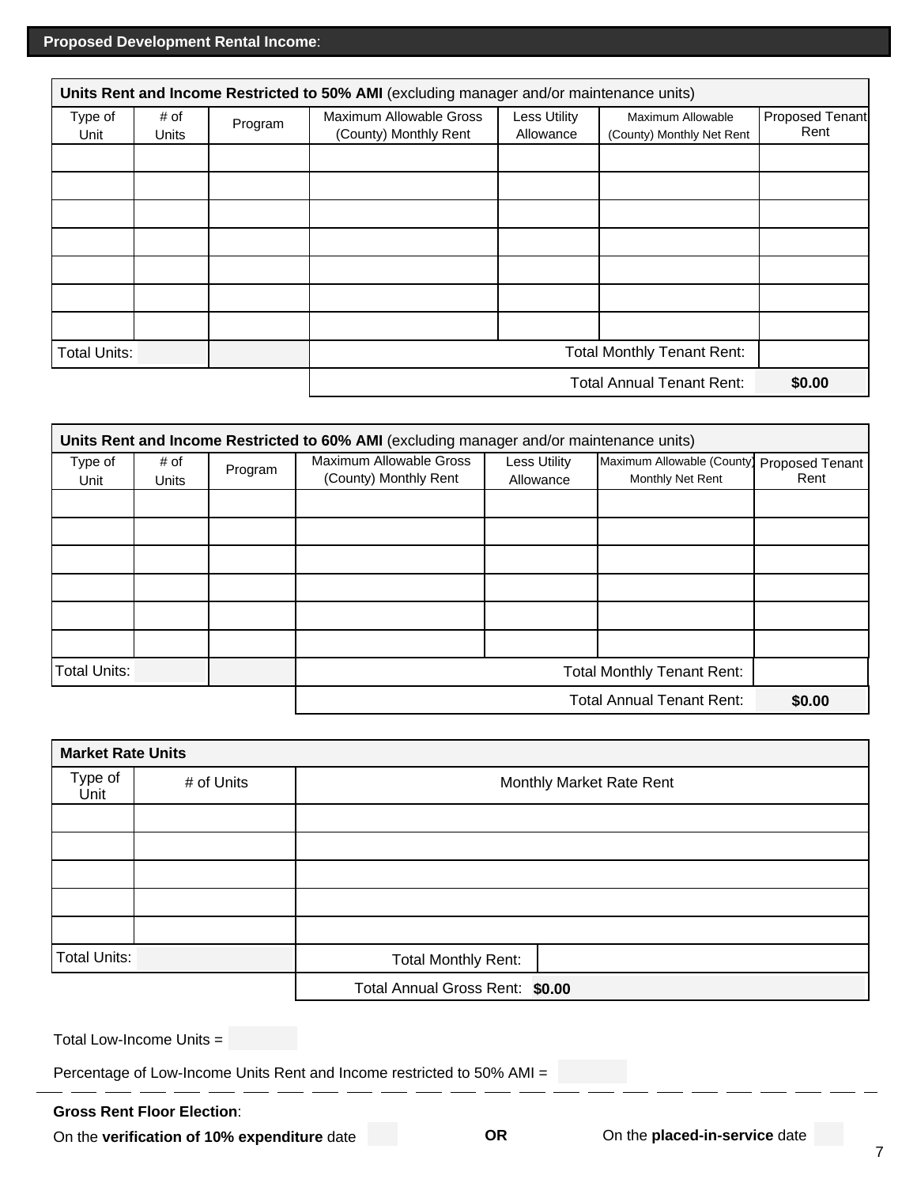## **Proposed Development Rental Income**:

| **Units Rent and Income Restricted to 50% AMI** (excluding manager and/or maintenance units) | | | | | | |
|---|---|---|---|---|---|---|
| Type of Unit | # of Units | Program | Maximum Allowable Gross (County) Monthly Rent | Less Utility Allowance | Maximum Allowable (County) Monthly Net Rent | Proposed Tenant Rent |
| | | | | | | |
| | | | | | | |
| | | | | | | |
| | | | | | | |
| | | | | | | |
| | | | | | | |
| | | | | | | |
| Total Units: | | | | | Total Monthly Tenant Rent: | |
| | | | | | Total Annual Tenant Rent: | **$0.00** |

| **Units Rent and Income Restricted to 60% AMI** (excluding manager and/or maintenance units) | | | | | | |
|---|---|---|---|---|---|---|
| Type of Unit | # of Units | Program | Maximum Allowable Gross (County) Monthly Rent | Less Utility Allowance | Maximum Allowable (County) Monthly Net Rent | Proposed Tenant Rent |
| | | | | | | |
| | | | | | | |
| | | | | | | |
| | | | | | | |
| | | | | | | |
| | | | | | | |
| Total Units: | | | | | Total Monthly Tenant Rent: | |
| | | | | | Total Annual Tenant Rent: | **$0.00** |

| **Market Rate Units** | | | |
|---|---|---|---|
| Type of Unit | # of Units | Monthly Market Rate Rent | |
| | | | |
| | | | |
| | | | |
| | | | |
| | | | |
| Total Units: | | Total Monthly Rent: | |
| | | Total Annual Gross Rent: | **$0.00** |

Total Low-Income Units =

Percentage of Low-Income Units Rent and Income restricted to 50% AMI =

**Gross Rent Floor Election**:

On the **verification of 10% expenditure** date **OR** On the **placed-in-service** date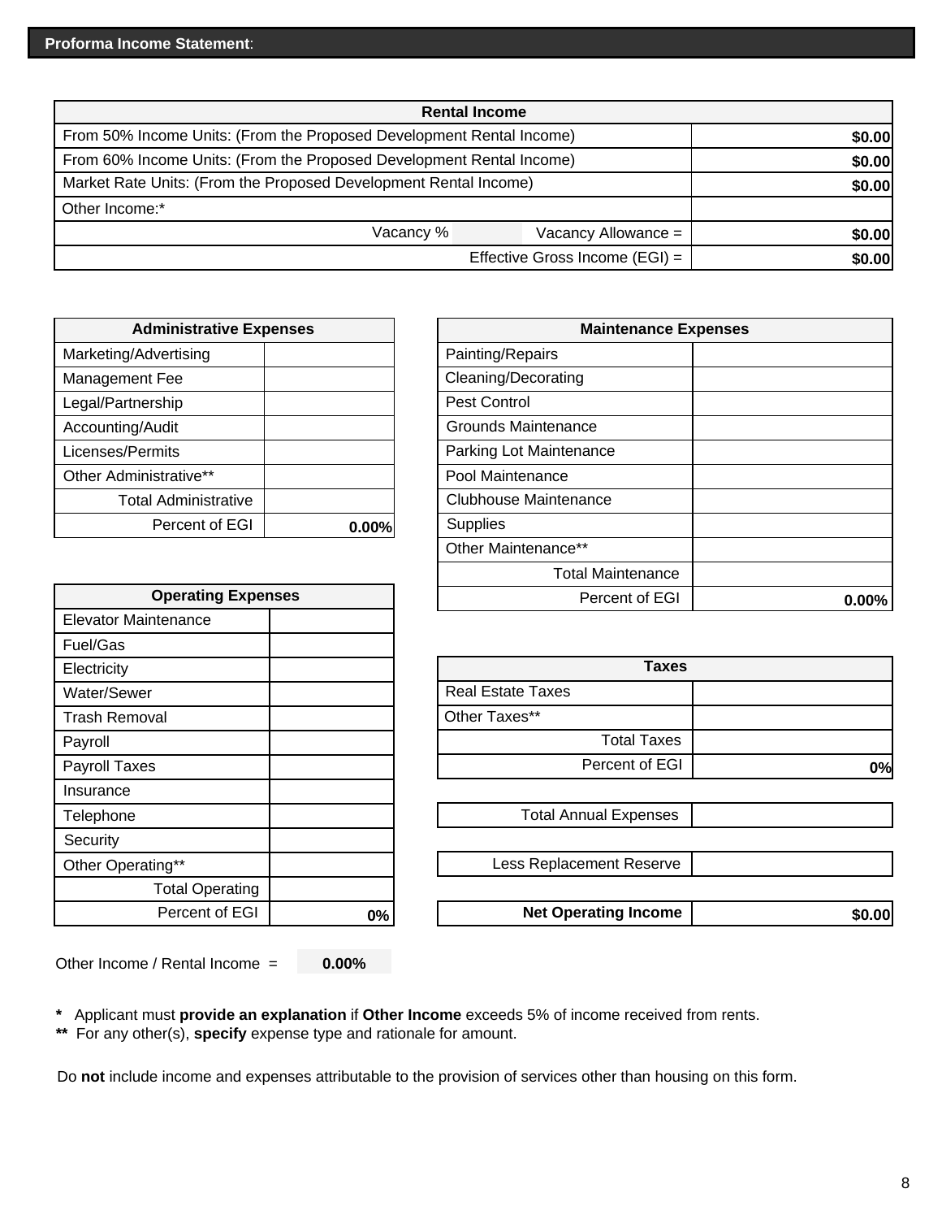## Proforma Income Statement:

| Rental Income | |
|---|---|
| From 50% Income Units: (From the Proposed Development Rental Income) | $0.00 |
| From 60% Income Units: (From the Proposed Development Rental Income) | $0.00 |
| Market Rate Units: (From the Proposed Development Rental Income) | $0.00 |
| Other Income:* | |
| Vacancy % Vacancy Allowance = | $0.00 |
| Effective Gross Income (EGI) = | $0.00 |

| Administrative Expenses | |
|---|---|
| Marketing/Advertising | |
| Management Fee | |
| Legal/Partnership | |
| Accounting/Audit | |
| Licenses/Permits | |
| Other Administrative** | |
| Total Administrative | |
| Percent of EGI | 0.00% |

| Maintenance Expenses | |
|---|---|
| Painting/Repairs | |
| Cleaning/Decorating | |
| Pest Control | |
| Grounds Maintenance | |
| Parking Lot Maintenance | |
| Pool Maintenance | |
| Clubhouse Maintenance | |
| Supplies | |
| Other Maintenance** | |
| Total Maintenance | |
| Percent of EGI | 0.00% |

| Operating Expenses | |
|---|---|
| Elevator Maintenance | |
| Fuel/Gas | |
| Electricity | |
| Water/Sewer | |
| Trash Removal | |
| Payroll | |
| Payroll Taxes | |
| Insurance | |
| Telephone | |
| Security | |
| Other Operating** | |
| Total Operating | |
| Percent of EGI | 0% |

| Taxes | |
|---|---|
| Real Estate Taxes | |
| Other Taxes** | |
| Total Taxes | |
| Percent of EGI | 0% |

| | |
|---|---|
| Total Annual Expenses | |
| Less Replacement Reserve | |
| **Net Operating Income** | $0.00 |

Other Income / Rental Income = **0.00%**

**\*** Applicant must **provide an explanation** if **Other Income** exceeds 5% of income received from rents.
**\*\*** For any other(s), **specify** expense type and rationale for amount.

Do **not** include income and expenses attributable to the provision of services other than housing on this form.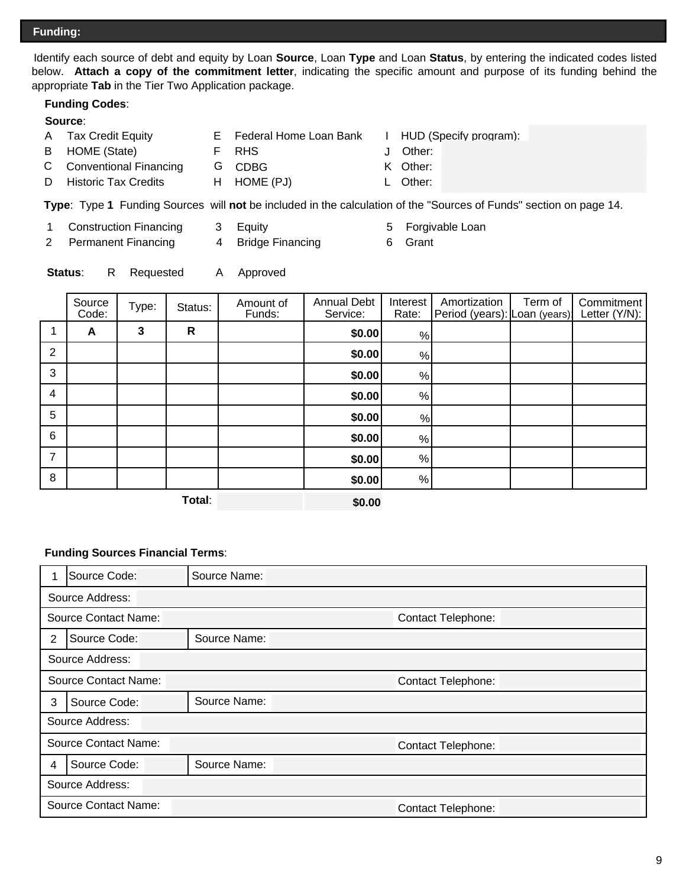## Funding:

Identify each source of debt and equity by Loan **Source**, Loan **Type** and Loan **Status**, by entering the indicated codes listed below. **Attach a copy of the commitment letter**, indicating the specific amount and purpose of its funding behind the appropriate **Tab** in the Tier Two Application package.

**Funding Codes**:

**Source**:

| | | | | | |
|---|---|---|---|---|---|
| A | Tax Credit Equity | E | Federal Home Loan Bank | I | HUD (Specify program): |
| B | HOME (State) | F | RHS | J | Other: |
| C | Conventional Financing | G | CDBG | K | Other: |
| D | Historic Tax Credits | H | HOME (PJ) | L | Other: |

**Type**: Type **1** Funding Sources will **not** be included in the calculation of the "Sources of Funds" section on page 14.

| | | | | | |
|---|---|---|---|---|---|
| 1 | Construction Financing | 3 | Equity | 5 | Forgivable Loan |
| 2 | Permanent Financing | 4 | Bridge Financing | 6 | Grant |

**Status**: R Requested A Approved

| | Source Code: | Type: | Status: | Amount of Funds: | Annual Debt Service: | Interest Rate: | Amortization Period (years): | Term of Loan (years): | Commitment Letter (Y/N): |
|---|---|---|---|---|---|---|---|---|---|
| 1 | A | 3 | R | | $0.00 | % | | | |
| 2 | | | | | $0.00 | % | | | |
| 3 | | | | | $0.00 | % | | | |
| 4 | | | | | $0.00 | % | | | |
| 5 | | | | | $0.00 | % | | | |
| 6 | | | | | $0.00 | % | | | |
| 7 | | | | | $0.00 | % | | | |
| 8 | | | | | $0.00 | % | | | |
| | | | **Total**: | | $0.00 | | | | |

**Funding Sources Financial Terms**:

| | | |
|---|---|---|
| 1 | Source Code: | Source Name: |
| Source Address: | | |
| Source Contact Name: | | Contact Telephone: |
| 2 | Source Code: | Source Name: |
| Source Address: | | |
| Source Contact Name: | | Contact Telephone: |
| 3 | Source Code: | Source Name: |
| Source Address: | | |
| Source Contact Name: | | Contact Telephone: |
| 4 | Source Code: | Source Name: |
| Source Address: | | |
| Source Contact Name: | | Contact Telephone: |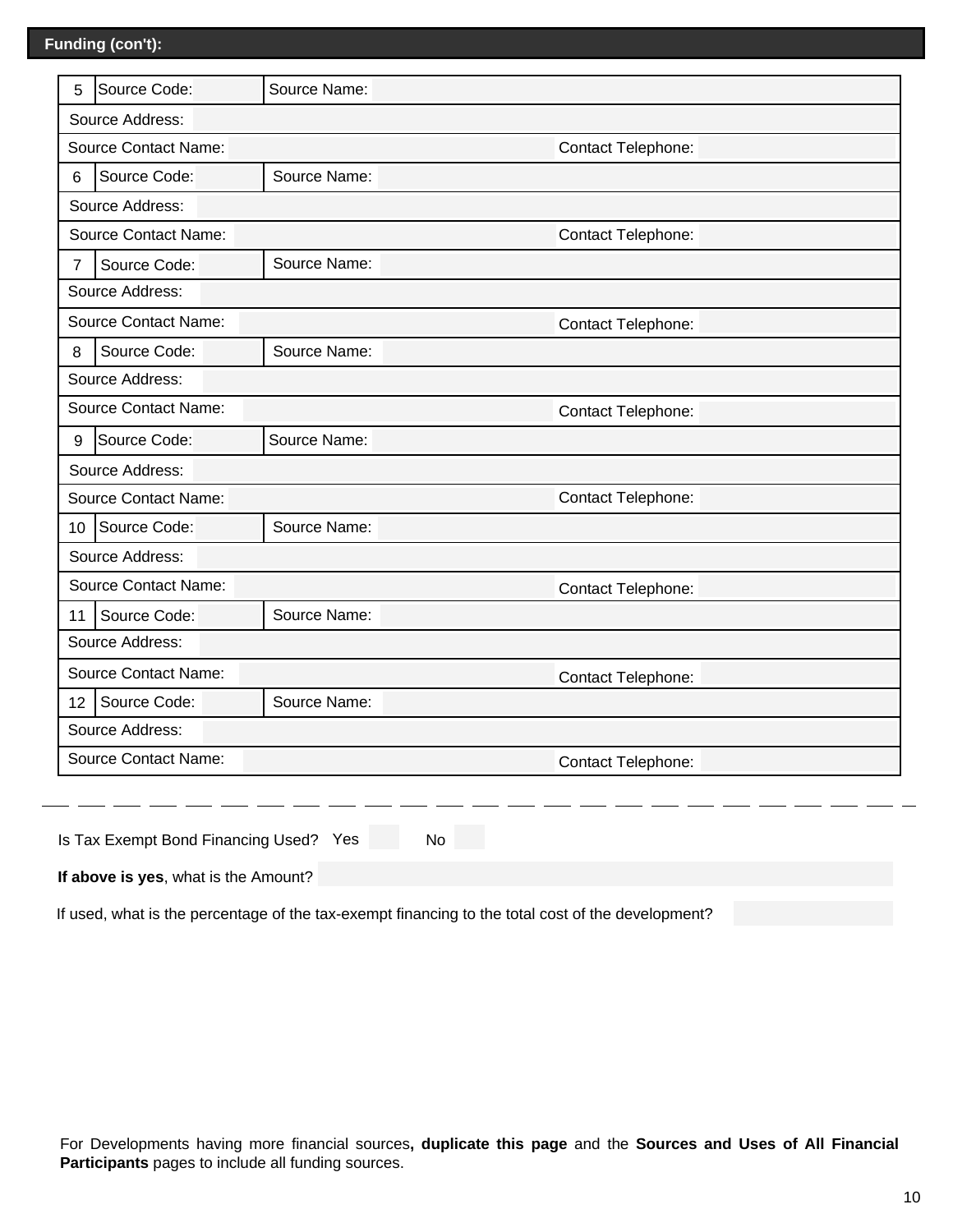## Funding (con't):

| # | Source Code: | Source Name: |
|---|---|---|
| 5 | Source Code: | Source Name: |
| | Source Address: | |
| | Source Contact Name: | Contact Telephone: |
| 6 | Source Code: | Source Name: |
| | Source Address: | |
| | Source Contact Name: | Contact Telephone: |
| 7 | Source Code: | Source Name: |
| | Source Address: | |
| | Source Contact Name: | Contact Telephone: |
| 8 | Source Code: | Source Name: |
| | Source Address: | |
| | Source Contact Name: | Contact Telephone: |
| 9 | Source Code: | Source Name: |
| | Source Address: | |
| | Source Contact Name: | Contact Telephone: |
| 10 | Source Code: | Source Name: |
| | Source Address: | |
| | Source Contact Name: | Contact Telephone: |
| 11 | Source Code: | Source Name: |
| | Source Address: | |
| | Source Contact Name: | Contact Telephone: |
| 12 | Source Code: | Source Name: |
| | Source Address: | |
| | Source Contact Name: | Contact Telephone: |

Is Tax Exempt Bond Financing Used? Yes ___ No ___

**If above is yes**, what is the Amount?

If used, what is the percentage of the tax-exempt financing to the total cost of the development?

For Developments having more financial sources**, duplicate this page** and the **Sources and Uses of All Financial Participants** pages to include all funding sources.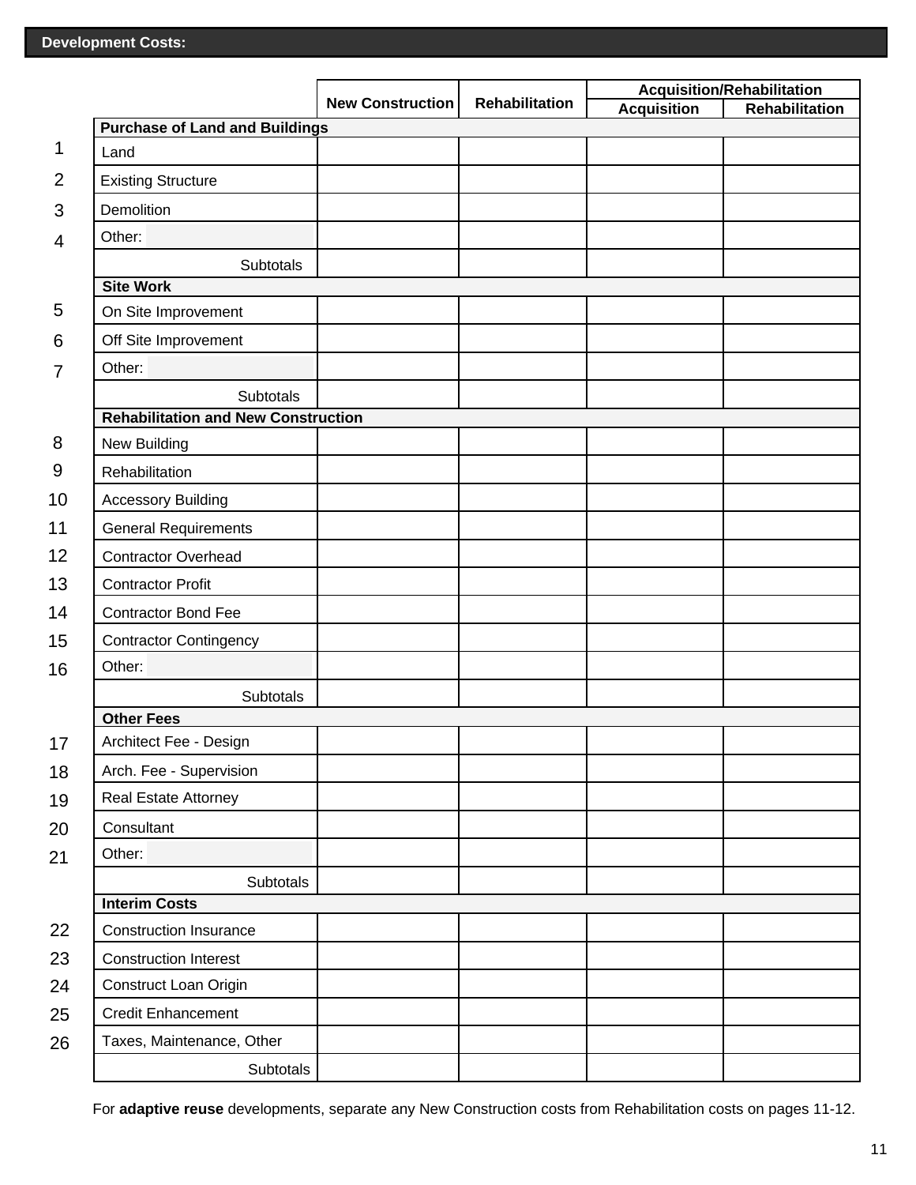## Development Costs:

| | | New Construction | Rehabilitation | Acquisition/Rehabilitation | |
|---|---|---|---|---|---|
| | | | | Acquisition | Rehabilitation |
| | **Purchase of Land and Buildings** | | | | |
| 1 | Land | | | | |
| 2 | Existing Structure | | | | |
| 3 | Demolition | | | | |
| 4 | Other: | | | | |
| | Subtotals | | | | |
| | **Site Work** | | | | |
| 5 | On Site Improvement | | | | |
| 6 | Off Site Improvement | | | | |
| 7 | Other: | | | | |
| | Subtotals | | | | |
| | **Rehabilitation and New Construction** | | | | |
| 8 | New Building | | | | |
| 9 | Rehabilitation | | | | |
| 10 | Accessory Building | | | | |
| 11 | General Requirements | | | | |
| 12 | Contractor Overhead | | | | |
| 13 | Contractor Profit | | | | |
| 14 | Contractor Bond Fee | | | | |
| 15 | Contractor Contingency | | | | |
| 16 | Other: | | | | |
| | Subtotals | | | | |
| | **Other Fees** | | | | |
| 17 | Architect Fee - Design | | | | |
| 18 | Arch. Fee - Supervision | | | | |
| 19 | Real Estate Attorney | | | | |
| 20 | Consultant | | | | |
| 21 | Other: | | | | |
| | Subtotals | | | | |
| | **Interim Costs** | | | | |
| 22 | Construction Insurance | | | | |
| 23 | Construction Interest | | | | |
| 24 | Construct Loan Origin | | | | |
| 25 | Credit Enhancement | | | | |
| 26 | Taxes, Maintenance, Other | | | | |
| | Subtotals | | | | |

For **adaptive reuse** developments, separate any New Construction costs from Rehabilitation costs on pages 11-12.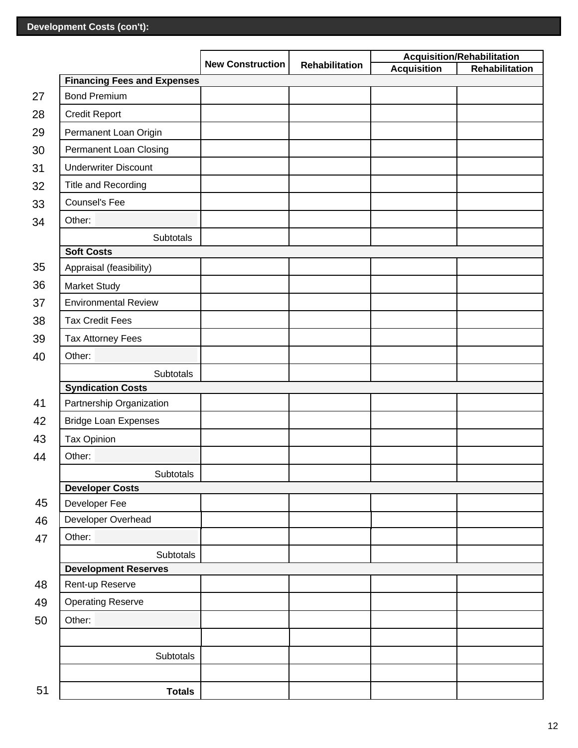## Development Costs (con't):

| | | New Construction | Rehabilitation | Acquisition/Rehabilitation | |
|---|---|---|---|---|---|
| | | | | Acquisition | Rehabilitation |
| | **Financing Fees and Expenses** | | | | |
| 27 | Bond Premium | | | | |
| 28 | Credit Report | | | | |
| 29 | Permanent Loan Origin | | | | |
| 30 | Permanent Loan Closing | | | | |
| 31 | Underwriter Discount | | | | |
| 32 | Title and Recording | | | | |
| 33 | Counsel's Fee | | | | |
| 34 | Other: | | | | |
| | Subtotals | | | | |
| | **Soft Costs** | | | | |
| 35 | Appraisal (feasibility) | | | | |
| 36 | Market Study | | | | |
| 37 | Environmental Review | | | | |
| 38 | Tax Credit Fees | | | | |
| 39 | Tax Attorney Fees | | | | |
| 40 | Other: | | | | |
| | Subtotals | | | | |
| | **Syndication Costs** | | | | |
| 41 | Partnership Organization | | | | |
| 42 | Bridge Loan Expenses | | | | |
| 43 | Tax Opinion | | | | |
| 44 | Other: | | | | |
| | Subtotals | | | | |
| | **Developer Costs** | | | | |
| 45 | Developer Fee | | | | |
| 46 | Developer Overhead | | | | |
| 47 | Other: | | | | |
| | Subtotals | | | | |
| | **Development Reserves** | | | | |
| 48 | Rent-up Reserve | | | | |
| 49 | Operating Reserve | | | | |
| 50 | Other: | | | | |
| | | | | | |
| | Subtotals | | | | |
| | | | | | |
| 51 | **Totals** | | | | |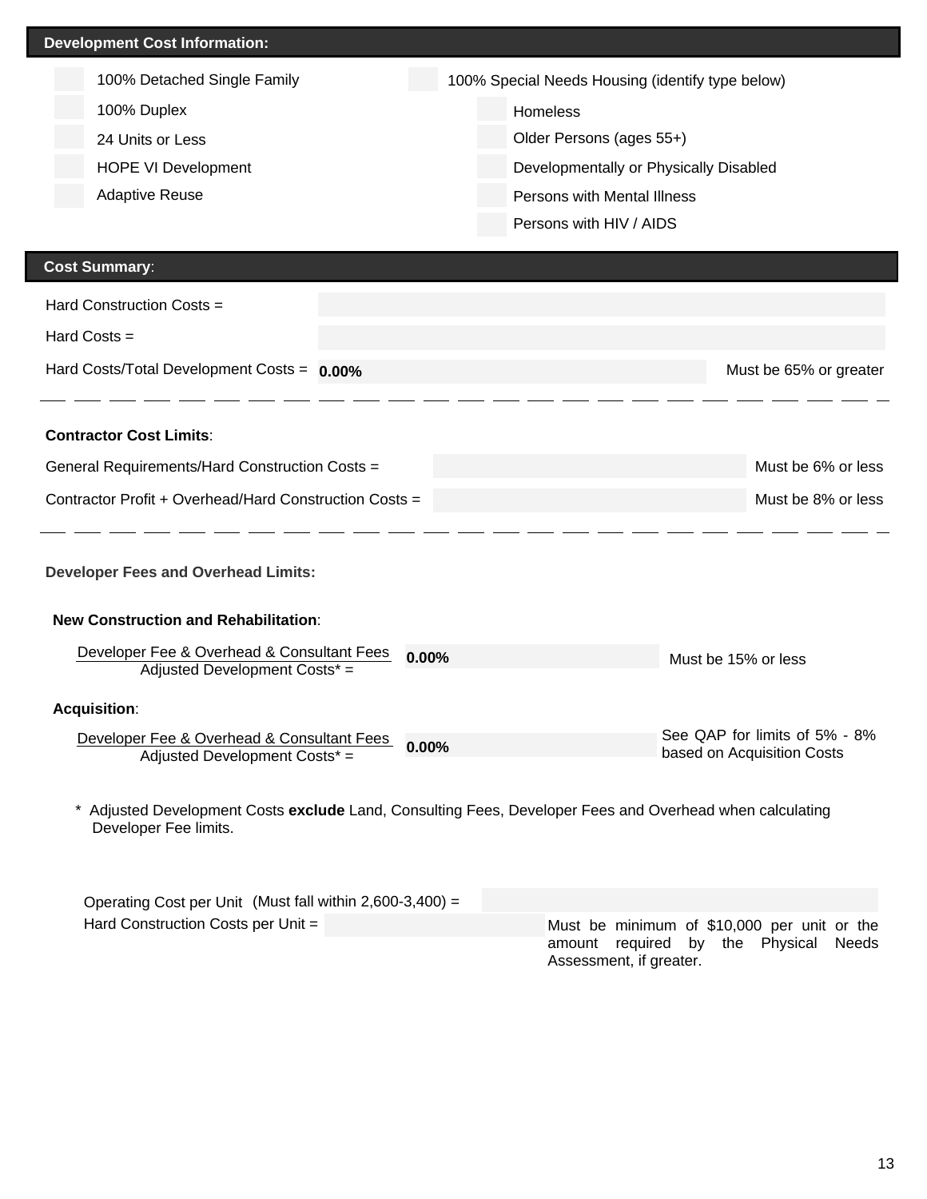## Development Cost Information:

- [ ] 100% Detached Single Family
- [ ] 100% Duplex
- [ ] 24 Units or Less
- [ ] HOPE VI Development
- [ ] Adaptive Reuse

- [ ] 100% Special Needs Housing (identify type below)
  - [ ] Homeless
  - [ ] Older Persons (ages 55+)
  - [ ] Developmentally or Physically Disabled
  - [ ] Persons with Mental Illness
  - [ ] Persons with HIV / AIDS

## Cost Summary:

Hard Construction Costs =

Hard Costs =

Hard Costs/Total Development Costs = **0.00%** Must be 65% or greater

---

**Contractor Cost Limits**:

General Requirements/Hard Construction Costs = Must be 6% or less

Contractor Profit + Overhead/Hard Construction Costs = Must be 8% or less

---

**Developer Fees and Overhead Limits:**

**New Construction and Rehabilitation**:

Developer Fee & Overhead & Consultant Fees / Adjusted Development Costs* = **0.00%** Must be 15% or less

**Acquisition**:

Developer Fee & Overhead & Consultant Fees / Adjusted Development Costs* = **0.00%** See QAP for limits of 5% - 8% based on Acquisition Costs

\* Adjusted Development Costs **exclude** Land, Consulting Fees, Developer Fees and Overhead when calculating Developer Fee limits.

Operating Cost per Unit (Must fall within 2,600-3,400) =

Hard Construction Costs per Unit = Must be minimum of $10,000 per unit or the amount required by the Physical Needs Assessment, if greater.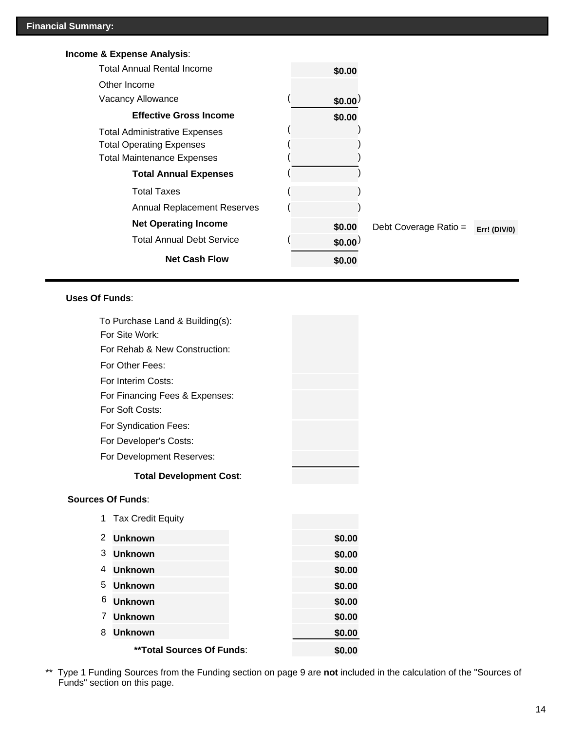## Financial Summary:

**Income & Expense Analysis**:

| | |
|---|---|
| Total Annual Rental Income | $0.00 |
| Other Income | |
| Vacancy Allowance | ( $0.00 ) |
| **Effective Gross Income** | **$0.00** |
| Total Administrative Expenses | ( ) |
| Total Operating Expenses | ( ) |
| Total Maintenance Expenses | ( ) |
| **Total Annual Expenses** | ( ) |
| Total Taxes | ( ) |
| Annual Replacement Reserves | ( ) |
| **Net Operating Income** | **$0.00** |
| Total Annual Debt Service | ( $0.00 ) |
| **Net Cash Flow** | **$0.00** |

Debt Coverage Ratio = **Err! (DIV/0)**

**Uses Of Funds**:

| | |
|---|---|
| To Purchase Land & Building(s): | |
| For Site Work: | |
| For Rehab & New Construction: | |
| For Other Fees: | |
| For Interim Costs: | |
| For Financing Fees & Expenses: | |
| For Soft Costs: | |
| For Syndication Fees: | |
| For Developer's Costs: | |
| For Development Reserves: | |
| **Total Development Cost**: | |

**Sources Of Funds**:

| | | |
|---|---|---|
| 1 | Tax Credit Equity | |
| 2 | **Unknown** | **$0.00** |
| 3 | **Unknown** | **$0.00** |
| 4 | **Unknown** | **$0.00** |
| 5 | **Unknown** | **$0.00** |
| 6 | **Unknown** | **$0.00** |
| 7 | **Unknown** | **$0.00** |
| 8 | **Unknown** | **$0.00** |
| | **\*\*Total Sources Of Funds**: | **$0.00** |

** Type 1 Funding Sources from the Funding section on page 9 are **not** included in the calculation of the "Sources of Funds" section on this page.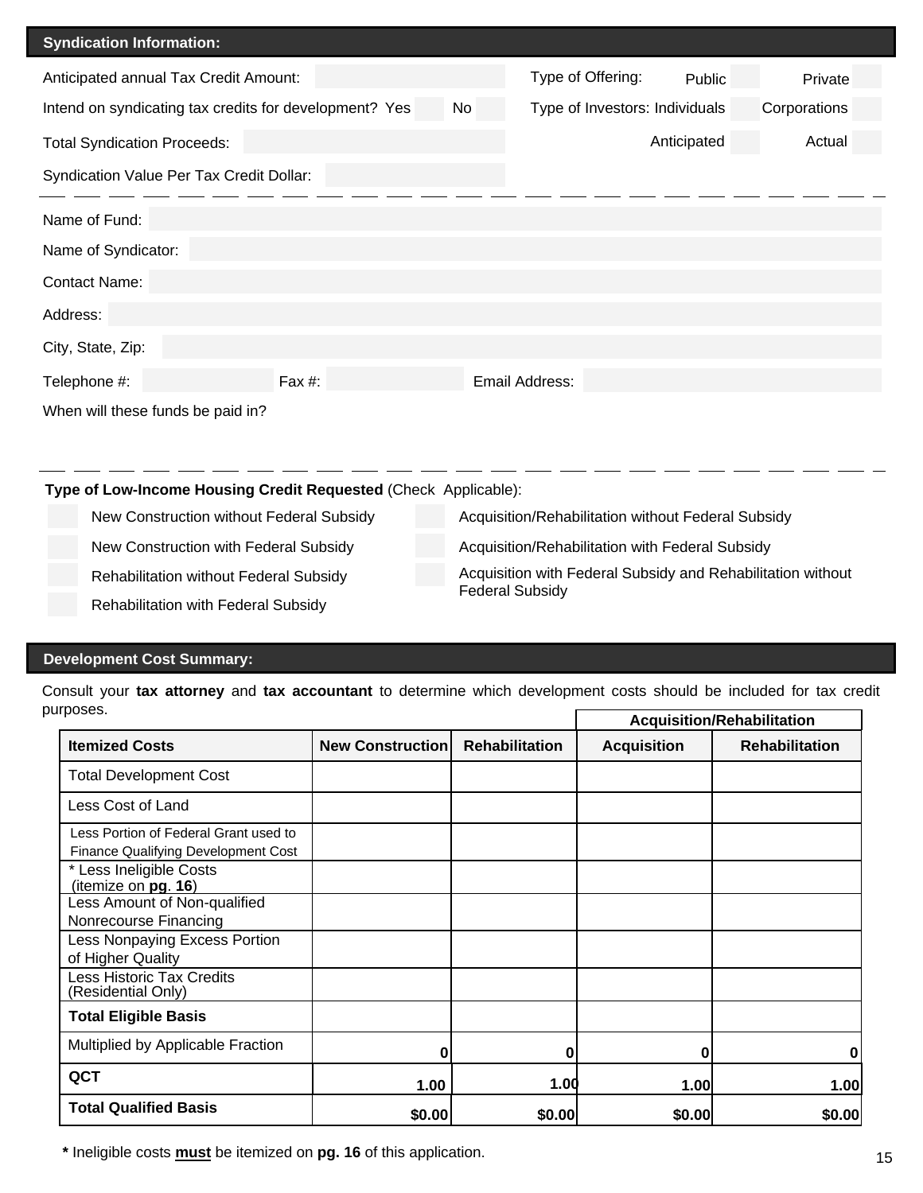## Syndication Information:

Anticipated annual Tax Credit Amount: 

Type of Offering: Public ☐ Private ☐

Intend on syndicating tax credits for development? Yes ☐ No ☐

Type of Investors: Individuals ☐ Corporations ☐

Total Syndication Proceeds: 

Anticipated ☐ Actual ☐

Syndication Value Per Tax Credit Dollar: 

---

Name of Fund: 

Name of Syndicator: 

Contact Name: 

Address: 

City, State, Zip: 

Telephone #: Fax #: Email Address: 

When will these funds be paid in?

---

**Type of Low-Income Housing Credit Requested** (Check Applicable):

- ☐ New Construction without Federal Subsidy
- ☐ New Construction with Federal Subsidy
- ☐ Rehabilitation without Federal Subsidy
- ☐ Rehabilitation with Federal Subsidy
- ☐ Acquisition/Rehabilitation without Federal Subsidy
- ☐ Acquisition/Rehabilitation with Federal Subsidy
- ☐ Acquisition with Federal Subsidy and Rehabilitation without Federal Subsidy

## Development Cost Summary:

Consult your **tax attorney** and **tax accountant** to determine which development costs should be included for tax credit purposes.

| | | | Acquisition/Rehabilitation | |
|---|---|---|---|---|
| **Itemized Costs** | **New Construction** | **Rehabilitation** | **Acquisition** | **Rehabilitation** |
| Total Development Cost | | | | |
| Less Cost of Land | | | | |
| Less Portion of Federal Grant used to Finance Qualifying Development Cost | | | | |
| * Less Ineligible Costs (itemize on **pg. 16**) | | | | |
| Less Amount of Non-qualified Nonrecourse Financing | | | | |
| Less Nonpaying Excess Portion of Higher Quality | | | | |
| Less Historic Tax Credits (Residential Only) | | | | |
| **Total Eligible Basis** | | | | |
| Multiplied by Applicable Fraction | **0** | **0** | **0** | **0** |
| **QCT** | **1.00** | **1.00** | **1.00** | **1.00** |
| **Total Qualified Basis** | **$0.00** | **$0.00** | **$0.00** | **$0.00** |

**\*** Ineligible costs **must** be itemized on **pg. 16** of this application.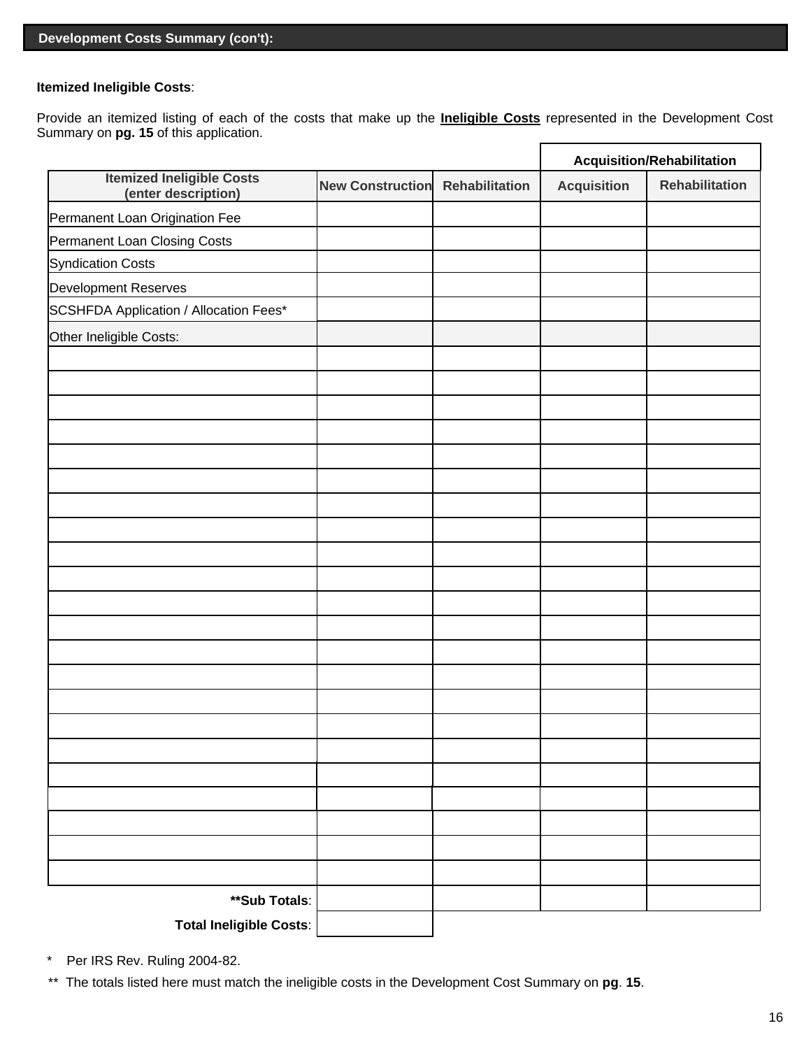## Development Costs Summary (con't):

**Itemized Ineligible Costs**:

Provide an itemized listing of each of the costs that make up the **Ineligible Costs** represented in the Development Cost Summary on **pg. 15** of this application.

| | | | Acquisition/Rehabilitation | |
|---|---|---|---|---|
| **Itemized Ineligible Costs (enter description)** | **New Construction** | **Rehabilitation** | **Acquisition** | **Rehabilitation** |
| Permanent Loan Origination Fee | | | | |
| Permanent Loan Closing Costs | | | | |
| Syndication Costs | | | | |
| Development Reserves | | | | |
| SCSHFDA Application / Allocation Fees* | | | | |
| Other Ineligible Costs: | | | | |
| | | | | |
| | | | | |
| | | | | |
| | | | | |
| | | | | |
| | | | | |
| | | | | |
| | | | | |
| | | | | |
| | | | | |
| | | | | |
| | | | | |
| | | | | |
| | | | | |
| | | | | |
| | | | | |
| | | | | |
| | | | | |
| | | | | |
| | | | | |
| | | | | |
| | | | | |
| **\*\*Sub Totals**: | | | | |
| **Total Ineligible Costs**: | | | | |

\* Per IRS Rev. Ruling 2004-82.

\*\* The totals listed here must match the ineligible costs in the Development Cost Summary on **pg**. **15**.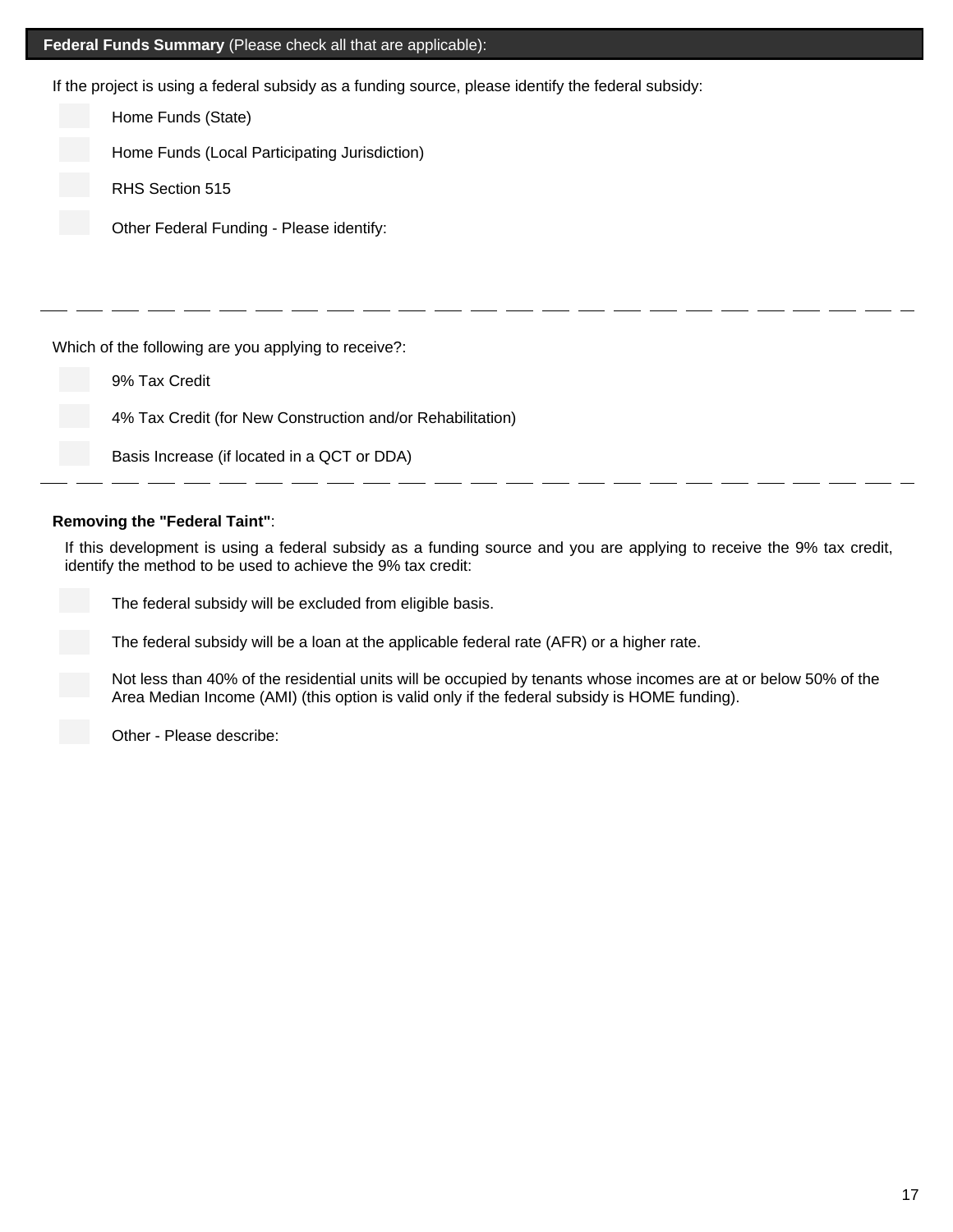## **Federal Funds Summary** (Please check all that are applicable):

If the project is using a federal subsidy as a funding source, please identify the federal subsidy:

- [ ] Home Funds (State)
- [ ] Home Funds (Local Participating Jurisdiction)
- [ ] RHS Section 515
- [ ] Other Federal Funding - Please identify:

---

Which of the following are you applying to receive?:

- [ ] 9% Tax Credit
- [ ] 4% Tax Credit (for New Construction and/or Rehabilitation)
- [ ] Basis Increase (if located in a QCT or DDA)

---

**Removing the "Federal Taint"**:

If this development is using a federal subsidy as a funding source and you are applying to receive the 9% tax credit, identify the method to be used to achieve the 9% tax credit:

- [ ] The federal subsidy will be excluded from eligible basis.
- [ ] The federal subsidy will be a loan at the applicable federal rate (AFR) or a higher rate.
- [ ] Not less than 40% of the residential units will be occupied by tenants whose incomes are at or below 50% of the Area Median Income (AMI) (this option is valid only if the federal subsidy is HOME funding).
- [ ] Other - Please describe: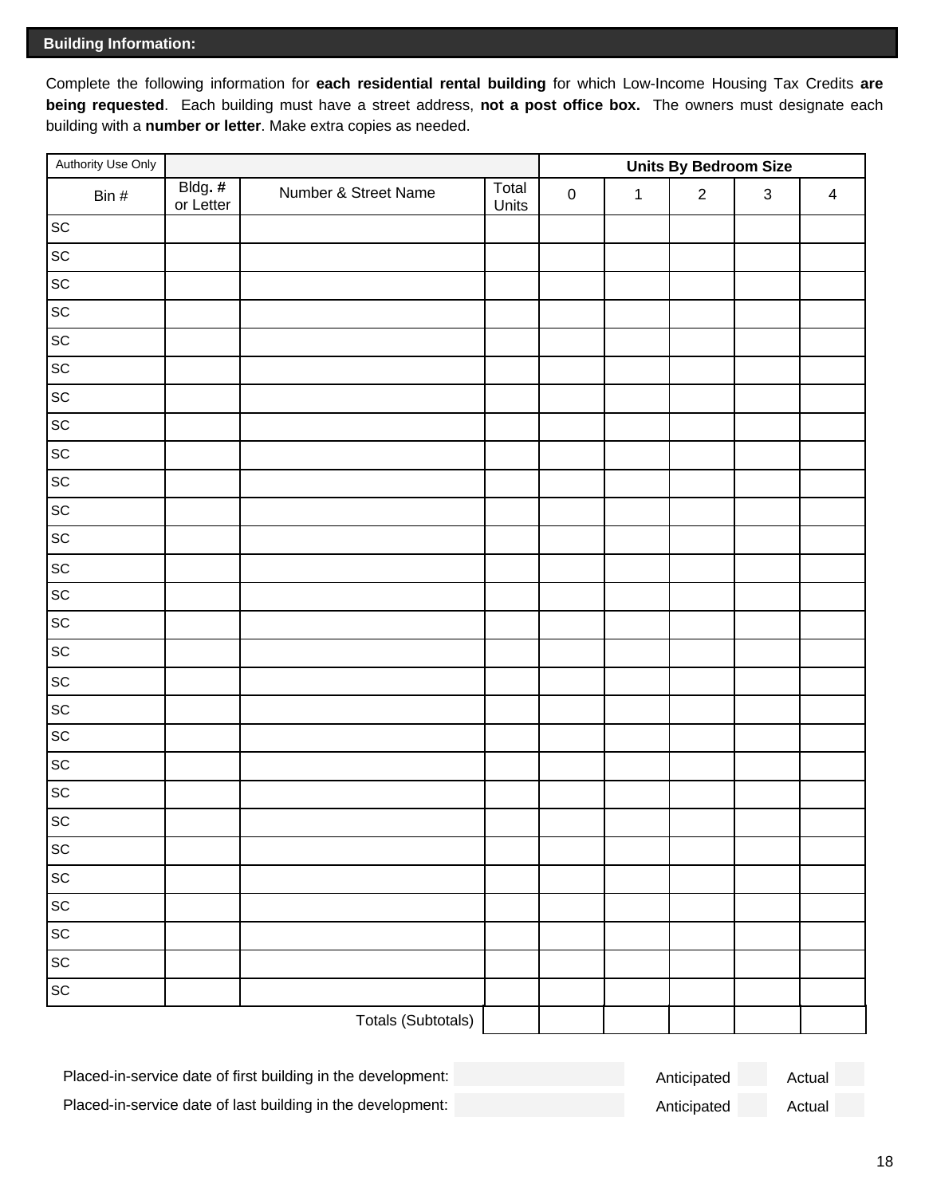## Building Information:

Complete the following information for **each residential rental building** for which Low-Income Housing Tax Credits **are being requested**. Each building must have a street address, **not a post office box.** The owners must designate each building with a **number or letter**. Make extra copies as needed.

| Authority Use Only | | | | Units By Bedroom Size | | | | |
|---|---|---|---|---|---|---|---|---|
| Bin # | Bldg. # or Letter | Number & Street Name | Total Units | 0 | 1 | 2 | 3 | 4 |
| SC | | | | | | | | |
| SC | | | | | | | | |
| SC | | | | | | | | |
| SC | | | | | | | | |
| SC | | | | | | | | |
| SC | | | | | | | | |
| SC | | | | | | | | |
| SC | | | | | | | | |
| SC | | | | | | | | |
| SC | | | | | | | | |
| SC | | | | | | | | |
| SC | | | | | | | | |
| SC | | | | | | | | |
| SC | | | | | | | | |
| SC | | | | | | | | |
| SC | | | | | | | | |
| SC | | | | | | | | |
| SC | | | | | | | | |
| SC | | | | | | | | |
| SC | | | | | | | | |
| SC | | | | | | | | |
| SC | | | | | | | | |
| SC | | | | | | | | |
| SC | | | | | | | | |
| SC | | | | | | | | |
| SC | | | | | | | | |
| SC | | | | | | | | |
| SC | | | | | | | | |
| | | Totals (Subtotals) | | | | | | |

Placed-in-service date of first building in the development: \_\_\_\_\_\_ Anticipated \_\_\_ Actual \_\_\_

Placed-in-service date of last building in the development: \_\_\_\_\_\_ Anticipated \_\_\_ Actual \_\_\_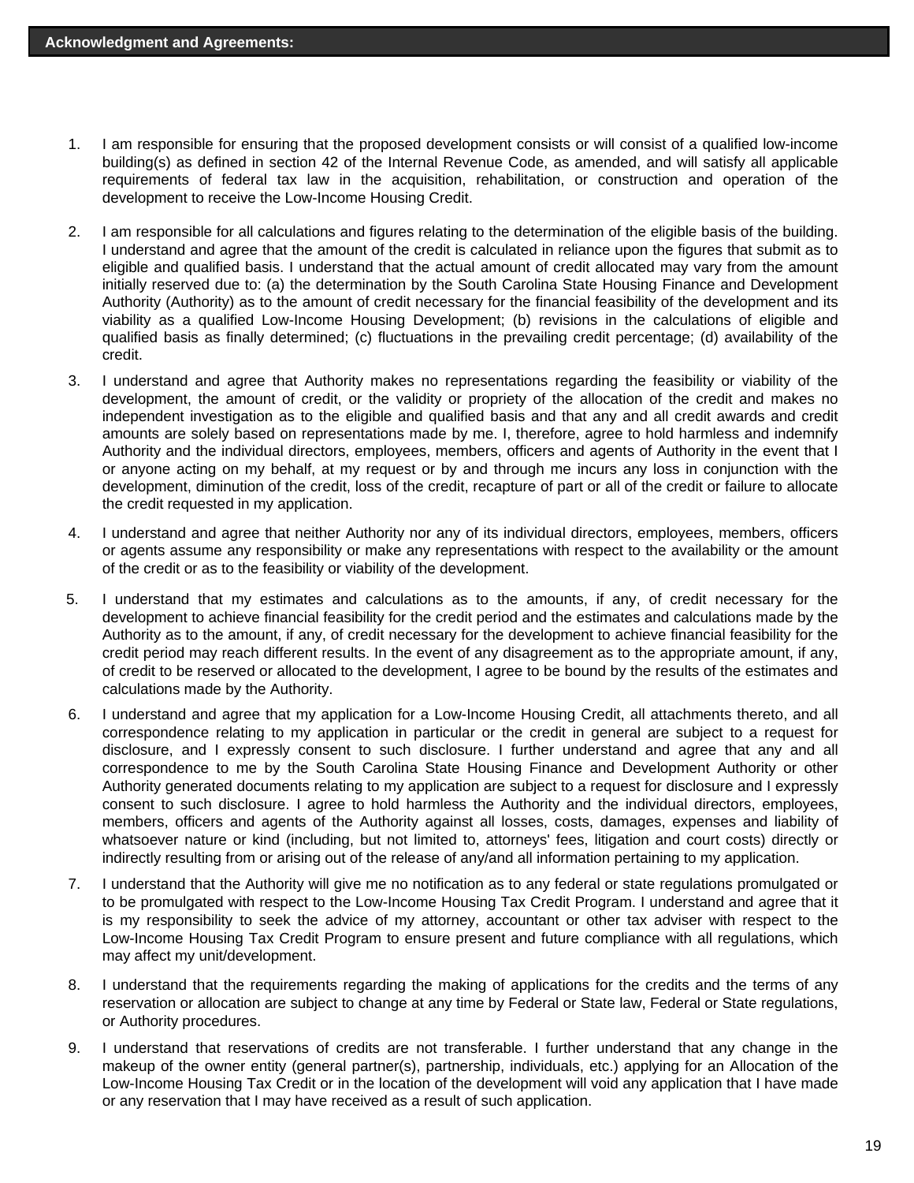## Acknowledgment and Agreements:

1. I am responsible for ensuring that the proposed development consists or will consist of a qualified low-income building(s) as defined in section 42 of the Internal Revenue Code, as amended, and will satisfy all applicable requirements of federal tax law in the acquisition, rehabilitation, or construction and operation of the development to receive the Low-Income Housing Credit.

2. I am responsible for all calculations and figures relating to the determination of the eligible basis of the building. I understand and agree that the amount of the credit is calculated in reliance upon the figures that submit as to eligible and qualified basis. I understand that the actual amount of credit allocated may vary from the amount initially reserved due to: (a) the determination by the South Carolina State Housing Finance and Development Authority (Authority) as to the amount of credit necessary for the financial feasibility of the development and its viability as a qualified Low-Income Housing Development; (b) revisions in the calculations of eligible and qualified basis as finally determined; (c) fluctuations in the prevailing credit percentage; (d) availability of the credit.

3. I understand and agree that Authority makes no representations regarding the feasibility or viability of the development, the amount of credit, or the validity or propriety of the allocation of the credit and makes no independent investigation as to the eligible and qualified basis and that any and all credit awards and credit amounts are solely based on representations made by me. I, therefore, agree to hold harmless and indemnify Authority and the individual directors, employees, members, officers and agents of Authority in the event that I or anyone acting on my behalf, at my request or by and through me incurs any loss in conjunction with the development, diminution of the credit, loss of the credit, recapture of part or all of the credit or failure to allocate the credit requested in my application.

4. I understand and agree that neither Authority nor any of its individual directors, employees, members, officers or agents assume any responsibility or make any representations with respect to the availability or the amount of the credit or as to the feasibility or viability of the development.

5. I understand that my estimates and calculations as to the amounts, if any, of credit necessary for the development to achieve financial feasibility for the credit period and the estimates and calculations made by the Authority as to the amount, if any, of credit necessary for the development to achieve financial feasibility for the credit period may reach different results. In the event of any disagreement as to the appropriate amount, if any, of credit to be reserved or allocated to the development, I agree to be bound by the results of the estimates and calculations made by the Authority.

6. I understand and agree that my application for a Low-Income Housing Credit, all attachments thereto, and all correspondence relating to my application in particular or the credit in general are subject to a request for disclosure, and I expressly consent to such disclosure. I further understand and agree that any and all correspondence to me by the South Carolina State Housing Finance and Development Authority or other Authority generated documents relating to my application are subject to a request for disclosure and I expressly consent to such disclosure. I agree to hold harmless the Authority and the individual directors, employees, members, officers and agents of the Authority against all losses, costs, damages, expenses and liability of whatsoever nature or kind (including, but not limited to, attorneys' fees, litigation and court costs) directly or indirectly resulting from or arising out of the release of any/and all information pertaining to my application.

7. I understand that the Authority will give me no notification as to any federal or state regulations promulgated or to be promulgated with respect to the Low-Income Housing Tax Credit Program. I understand and agree that it is my responsibility to seek the advice of my attorney, accountant or other tax adviser with respect to the Low-Income Housing Tax Credit Program to ensure present and future compliance with all regulations, which may affect my unit/development.

8. I understand that the requirements regarding the making of applications for the credits and the terms of any reservation or allocation are subject to change at any time by Federal or State law, Federal or State regulations, or Authority procedures.

9. I understand that reservations of credits are not transferable. I further understand that any change in the makeup of the owner entity (general partner(s), partnership, individuals, etc.) applying for an Allocation of the Low-Income Housing Tax Credit or in the location of the development will void any application that I have made or any reservation that I may have received as a result of such application.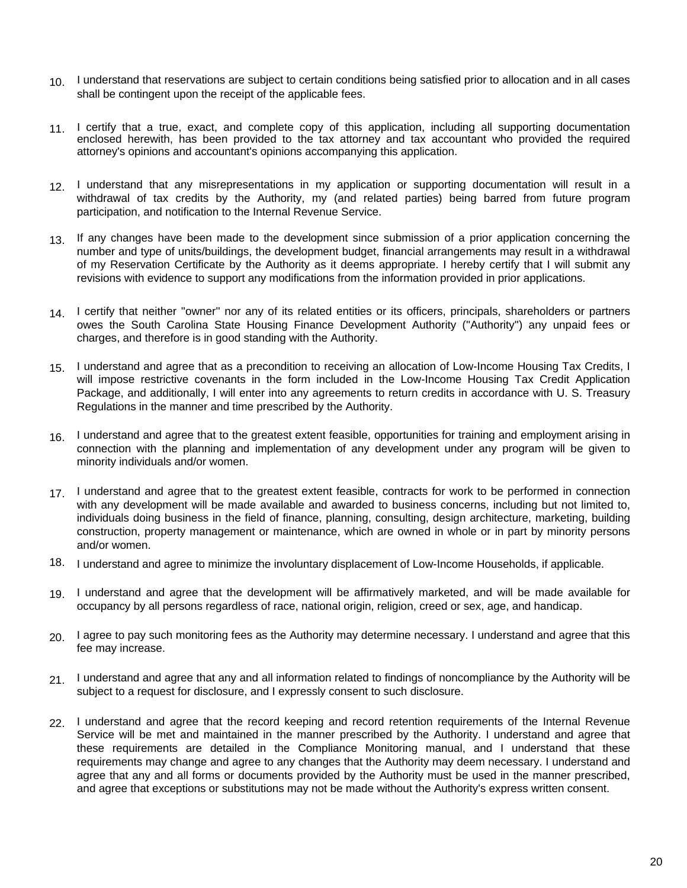10. I understand that reservations are subject to certain conditions being satisfied prior to allocation and in all cases shall be contingent upon the receipt of the applicable fees.

11. I certify that a true, exact, and complete copy of this application, including all supporting documentation enclosed herewith, has been provided to the tax attorney and tax accountant who provided the required attorney's opinions and accountant's opinions accompanying this application.

12. I understand that any misrepresentations in my application or supporting documentation will result in a withdrawal of tax credits by the Authority, my (and related parties) being barred from future program participation, and notification to the Internal Revenue Service.

13. If any changes have been made to the development since submission of a prior application concerning the number and type of units/buildings, the development budget, financial arrangements may result in a withdrawal of my Reservation Certificate by the Authority as it deems appropriate. I hereby certify that I will submit any revisions with evidence to support any modifications from the information provided in prior applications.

14. I certify that neither "owner" nor any of its related entities or its officers, principals, shareholders or partners owes the South Carolina State Housing Finance Development Authority ("Authority") any unpaid fees or charges, and therefore is in good standing with the Authority.

15. I understand and agree that as a precondition to receiving an allocation of Low-Income Housing Tax Credits, I will impose restrictive covenants in the form included in the Low-Income Housing Tax Credit Application Package, and additionally, I will enter into any agreements to return credits in accordance with U. S. Treasury Regulations in the manner and time prescribed by the Authority.

16. I understand and agree that to the greatest extent feasible, opportunities for training and employment arising in connection with the planning and implementation of any development under any program will be given to minority individuals and/or women.

17. I understand and agree that to the greatest extent feasible, contracts for work to be performed in connection with any development will be made available and awarded to business concerns, including but not limited to, individuals doing business in the field of finance, planning, consulting, design architecture, marketing, building construction, property management or maintenance, which are owned in whole or in part by minority persons and/or women.

18. I understand and agree to minimize the involuntary displacement of Low-Income Households, if applicable.

19. I understand and agree that the development will be affirmatively marketed, and will be made available for occupancy by all persons regardless of race, national origin, religion, creed or sex, age, and handicap.

20. I agree to pay such monitoring fees as the Authority may determine necessary. I understand and agree that this fee may increase.

21. I understand and agree that any and all information related to findings of noncompliance by the Authority will be subject to a request for disclosure, and I expressly consent to such disclosure.

22. I understand and agree that the record keeping and record retention requirements of the Internal Revenue Service will be met and maintained in the manner prescribed by the Authority. I understand and agree that these requirements are detailed in the Compliance Monitoring manual, and I understand that these requirements may change and agree to any changes that the Authority may deem necessary. I understand and agree that any and all forms or documents provided by the Authority must be used in the manner prescribed, and agree that exceptions or substitutions may not be made without the Authority's express written consent.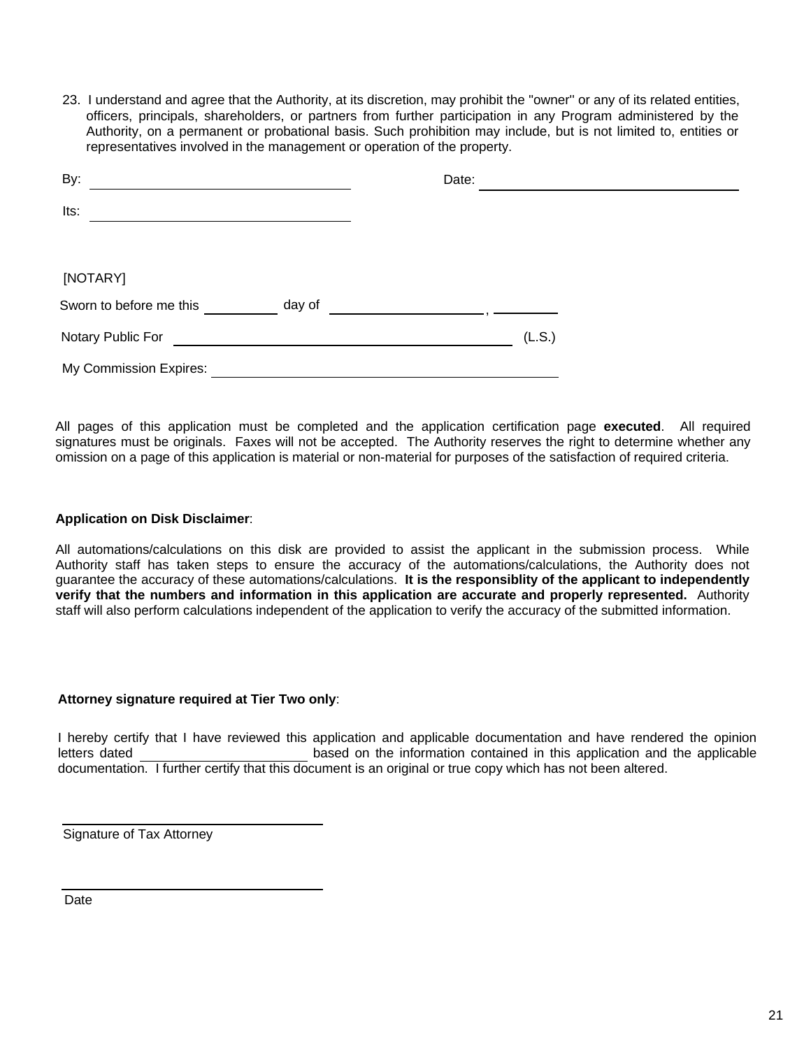23. I understand and agree that the Authority, at its discretion, may prohibit the "owner" or any of its related entities, officers, principals, shareholders, or partners from further participation in any Program administered by the Authority, on a permanent or probational basis. Such prohibition may include, but is not limited to, entities or representatives involved in the management or operation of the property.

By: \_\_\_\_\_\_\_\_\_\_\_\_\_\_\_\_\_\_\_\_\_\_\_\_\_\_\_\_\_\_\_\_ Date: \_\_\_\_\_\_\_\_\_\_\_\_\_\_\_\_\_\_\_\_\_\_\_\_\_\_\_\_\_\_\_\_

Its: \_\_\_\_\_\_\_\_\_\_\_\_\_\_\_\_\_\_\_\_\_\_\_\_\_\_\_\_\_\_\_\_

[NOTARY]

Sworn to before me this \_\_\_\_\_\_\_\_\_\_ day of \_\_\_\_\_\_\_\_\_\_\_\_\_\_\_\_\_\_\_\_, \_\_\_\_\_\_\_\_

Notary Public For \_\_\_\_\_\_\_\_\_\_\_\_\_\_\_\_\_\_\_\_\_\_\_\_\_\_\_\_\_\_\_\_\_\_\_\_\_\_\_\_ (L.S.)

My Commission Expires: \_\_\_\_\_\_\_\_\_\_\_\_\_\_\_\_\_\_\_\_\_\_\_\_\_\_\_\_\_\_\_\_\_\_\_\_\_\_\_\_

All pages of this application must be completed and the application certification page **executed**. All required signatures must be originals. Faxes will not be accepted. The Authority reserves the right to determine whether any omission on a page of this application is material or non-material for purposes of the satisfaction of required criteria.

**Application on Disk Disclaimer**:

All automations/calculations on this disk are provided to assist the applicant in the submission process. While Authority staff has taken steps to ensure the accuracy of the automations/calculations, the Authority does not guarantee the accuracy of these automations/calculations. **It is the responsiblity of the applicant to independently verify that the numbers and information in this application are accurate and properly represented.** Authority staff will also perform calculations independent of the application to verify the accuracy of the submitted information.

**Attorney signature required at Tier Two only**:

I hereby certify that I have reviewed this application and applicable documentation and have rendered the opinion letters dated \_\_\_\_\_\_\_\_\_\_\_\_\_\_\_\_\_\_\_\_ based on the information contained in this application and the applicable documentation. I further certify that this document is an original or true copy which has not been altered.

\_\_\_\_\_\_\_\_\_\_\_\_\_\_\_\_\_\_\_\_\_\_\_\_\_\_\_\_\_\_\_\_

Signature of Tax Attorney

\_\_\_\_\_\_\_\_\_\_\_\_\_\_\_\_\_\_\_\_\_\_\_\_\_\_\_\_\_\_\_\_

Date